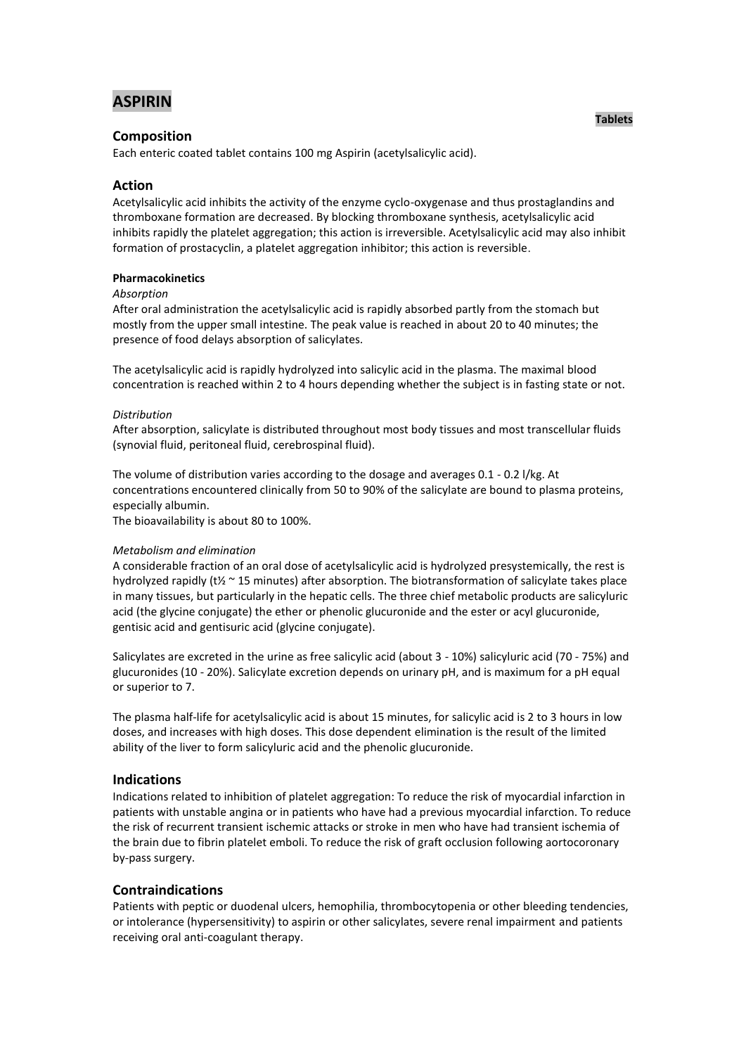# ASPIRIN

**Tablets**

## Composition

Each enteric coated tablet contains 100 mg Aspirin (acetylsalicylic acid).

## Action

Acetylsalicylic acid inhibits the activity of the enzyme cyclo-oxygenase and thus prostaglandins and thromboxane formation are decreased. By blocking thromboxane synthesis, acetylsalicylic acid inhibits rapidly the platelet aggregation; this action is irreversible. Acetylsalicylic acid may also inhibit formation of prostacyclin, a platelet aggregation inhibitor; this action is reversible.

#### Pharmacokinetics

*Absorption*

After oral administration the acetylsalicylic acid is rapidly absorbed partly from the stomach but mostly from the upper small intestine. The peak value is reached in about 20 to 40 minutes; the presence of food delays absorption of salicylates.

The acetylsalicylic acid is rapidly hydrolyzed into salicylic acid in the plasma. The maximal blood concentration is reached within 2 to 4 hours depending whether the subject is in fasting state or not.

*Distribution*

After absorption, salicylate is distributed throughout most body tissues and most transcellular fluids (synovial fluid, peritoneal fluid, cerebrospinal fluid).

The volume of distribution varies according to the dosage and averages 0.1 - 0.2 l/kg. At concentrations encountered clinically from 50 to 90% of the salicylate are bound to plasma proteins, especially albumin.
The bioavailability is about 80 to 100%.

*Metabolism and elimination*

A considerable fraction of an oral dose of acetylsalicylic acid is hydrolyzed presystemically, the rest is hydrolyzed rapidly ($t_{½}$ ~ 15 minutes) after absorption. The biotransformation of salicylate takes place in many tissues, but particularly in the hepatic cells. The three chief metabolic products are salicyluric acid (the glycine conjugate) the ether or phenolic glucuronide and the ester or acyl glucuronide, gentisic acid and gentisuric acid (glycine conjugate).

Salicylates are excreted in the urine as free salicylic acid (about 3 - 10%) salicyluric acid (70 - 75%) and glucuronides (10 - 20%). Salicylate excretion depends on urinary pH, and is maximum for a pH equal or superior to 7.

The plasma half-life for acetylsalicylic acid is about 15 minutes, for salicylic acid is 2 to 3 hours in low doses, and increases with high doses. This dose dependent elimination is the result of the limited ability of the liver to form salicyluric acid and the phenolic glucuronide.

## Indications

Indications related to inhibition of platelet aggregation: To reduce the risk of myocardial infarction in patients with unstable angina or in patients who have had a previous myocardial infarction. To reduce the risk of recurrent transient ischemic attacks or stroke in men who have had transient ischemia of the brain due to fibrin platelet emboli. To reduce the risk of graft occlusion following aortocoronary by-pass surgery.

## Contraindications

Patients with peptic or duodenal ulcers, hemophilia, thrombocytopenia or other bleeding tendencies, or intolerance (hypersensitivity) to aspirin or other salicylates, severe renal impairment and patients receiving oral anti-coagulant therapy.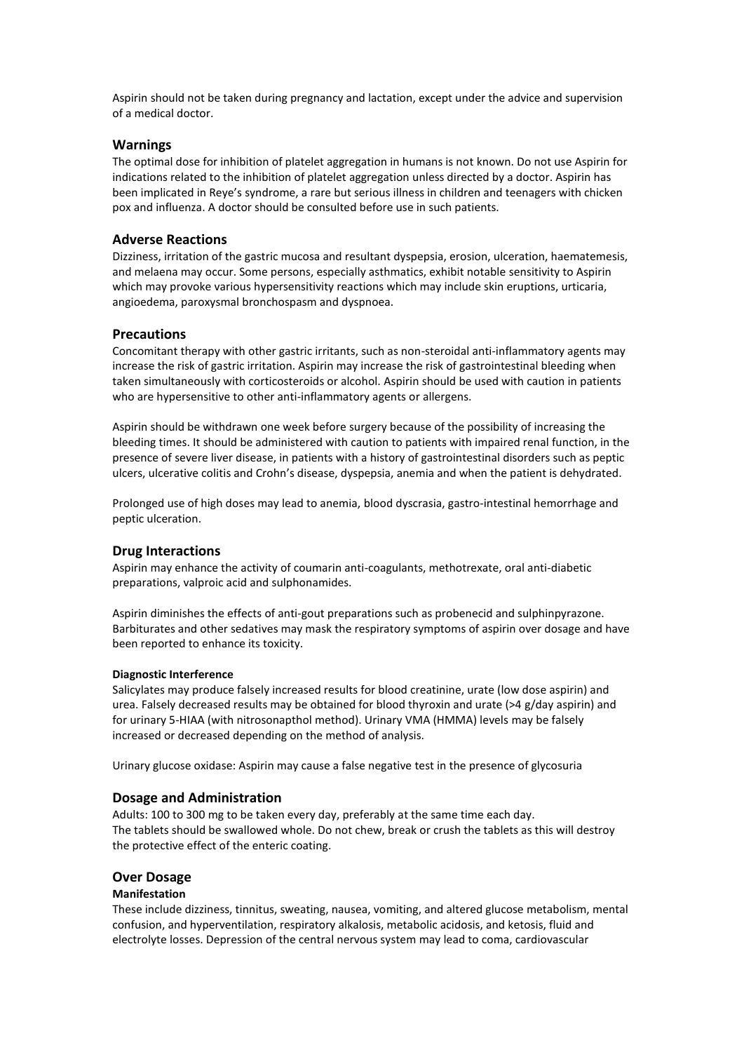Aspirin should not be taken during pregnancy and lactation, except under the advice and supervision of a medical doctor.

## Warnings

The optimal dose for inhibition of platelet aggregation in humans is not known. Do not use Aspirin for indications related to the inhibition of platelet aggregation unless directed by a doctor. Aspirin has been implicated in Reye's syndrome, a rare but serious illness in children and teenagers with chicken pox and influenza. A doctor should be consulted before use in such patients.

## Adverse Reactions

Dizziness, irritation of the gastric mucosa and resultant dyspepsia, erosion, ulceration, haematemesis, and melaena may occur. Some persons, especially asthmatics, exhibit notable sensitivity to Aspirin which may provoke various hypersensitivity reactions which may include skin eruptions, urticaria, angioedema, paroxysmal bronchospasm and dyspnoea.

## Precautions

Concomitant therapy with other gastric irritants, such as non-steroidal anti-inflammatory agents may increase the risk of gastric irritation. Aspirin may increase the risk of gastrointestinal bleeding when taken simultaneously with corticosteroids or alcohol. Aspirin should be used with caution in patients who are hypersensitive to other anti-inflammatory agents or allergens.

Aspirin should be withdrawn one week before surgery because of the possibility of increasing the bleeding times. It should be administered with caution to patients with impaired renal function, in the presence of severe liver disease, in patients with a history of gastrointestinal disorders such as peptic ulcers, ulcerative colitis and Crohn's disease, dyspepsia, anemia and when the patient is dehydrated.

Prolonged use of high doses may lead to anemia, blood dyscrasia, gastro-intestinal hemorrhage and peptic ulceration.

## Drug Interactions

Aspirin may enhance the activity of coumarin anti-coagulants, methotrexate, oral anti-diabetic preparations, valproic acid and sulphonamides.

Aspirin diminishes the effects of anti-gout preparations such as probenecid and sulphinpyrazone. Barbiturates and other sedatives may mask the respiratory symptoms of aspirin over dosage and have been reported to enhance its toxicity.

#### Diagnostic Interference

Salicylates may produce falsely increased results for blood creatinine, urate (low dose aspirin) and urea. Falsely decreased results may be obtained for blood thyroxin and urate (>4 g/day aspirin) and for urinary 5-HIAA (with nitrosonapthol method). Urinary VMA (HMMA) levels may be falsely increased or decreased depending on the method of analysis.

Urinary glucose oxidase: Aspirin may cause a false negative test in the presence of glycosuria

## Dosage and Administration

Adults: 100 to 300 mg to be taken every day, preferably at the same time each day.
The tablets should be swallowed whole. Do not chew, break or crush the tablets as this will destroy the protective effect of the enteric coating.

## Over Dosage

#### Manifestation

These include dizziness, tinnitus, sweating, nausea, vomiting, and altered glucose metabolism, mental confusion, and hyperventilation, respiratory alkalosis, metabolic acidosis, and ketosis, fluid and electrolyte losses. Depression of the central nervous system may lead to coma, cardiovascular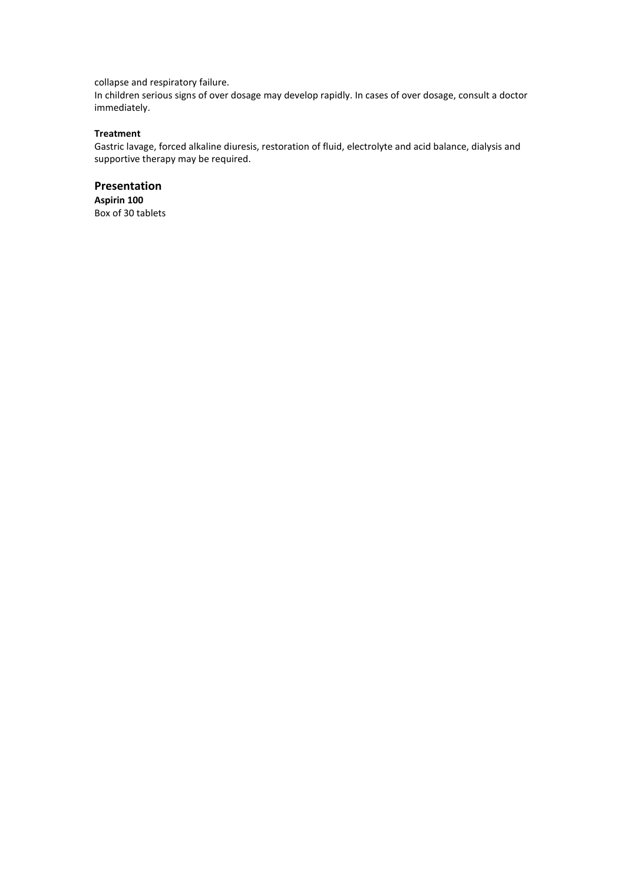collapse and respiratory failure.
In children serious signs of over dosage may develop rapidly. In cases of over dosage, consult a doctor immediately.

**Treatment**
Gastric lavage, forced alkaline diuresis, restoration of fluid, electrolyte and acid balance, dialysis and supportive therapy may be required.

## Presentation

**Aspirin 100**
Box of 30 tablets